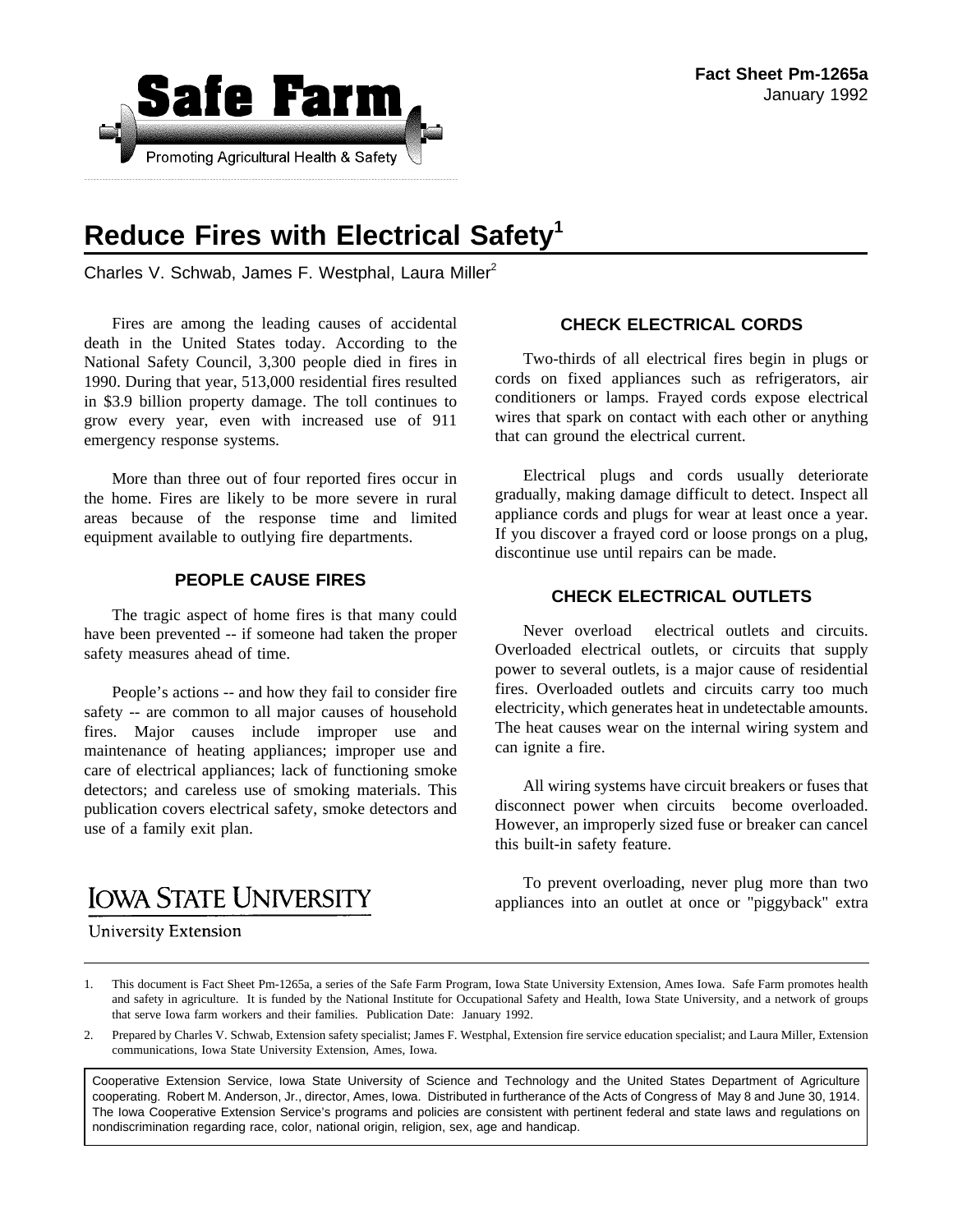Safe Farm

Promoting Agricultural Health & Safety

**Fact Sheet Pm-1265a**
January 1992

# Reduce Fires with Electrical Safety[1]

Charles V. Schwab, James F. Westphal, Laura Miller[2]

Fires are among the leading causes of accidental death in the United States today. According to the National Safety Council, 3,300 people died in fires in 1990. During that year, 513,000 residential fires resulted in $3.9 billion property damage. The toll continues to grow every year, even with increased use of 911 emergency response systems.

More than three out of four reported fires occur in the home. Fires are likely to be more severe in rural areas because of the response time and limited equipment available to outlying fire departments.

## PEOPLE CAUSE FIRES

The tragic aspect of home fires is that many could have been prevented -- if someone had taken the proper safety measures ahead of time.

People's actions -- and how they fail to consider fire safety -- are common to all major causes of household fires. Major causes include improper use and maintenance of heating appliances; improper use and care of electrical appliances; lack of functioning smoke detectors; and careless use of smoking materials. This publication covers electrical safety, smoke detectors and use of a family exit plan.

## CHECK ELECTRICAL CORDS

Two-thirds of all electrical fires begin in plugs or cords on fixed appliances such as refrigerators, air conditioners or lamps. Frayed cords expose electrical wires that spark on contact with each other or anything that can ground the electrical current.

Electrical plugs and cords usually deteriorate gradually, making damage difficult to detect. Inspect all appliance cords and plugs for wear at least once a year. If you discover a frayed cord or loose prongs on a plug, discontinue use until repairs can be made.

## CHECK ELECTRICAL OUTLETS

Never overload electrical outlets and circuits. Overloaded electrical outlets, or circuits that supply power to several outlets, is a major cause of residential fires. Overloaded outlets and circuits carry too much electricity, which generates heat in undetectable amounts. The heat causes wear on the internal wiring system and can ignite a fire.

All wiring systems have circuit breakers or fuses that disconnect power when circuits become overloaded. However, an improperly sized fuse or breaker can cancel this built-in safety feature.

To prevent overloading, never plug more than two appliances into an outlet at once or "piggyback" extra

IOWA STATE UNIVERSITY
University Extension

---

1. This document is Fact Sheet Pm-1265a, a series of the Safe Farm Program, Iowa State University Extension, Ames Iowa. Safe Farm promotes health and safety in agriculture. It is funded by the National Institute for Occupational Safety and Health, Iowa State University, and a network of groups that serve Iowa farm workers and their families. Publication Date: January 1992.

2. Prepared by Charles V. Schwab, Extension safety specialist; James F. Westphal, Extension fire service education specialist; and Laura Miller, Extension communications, Iowa State University Extension, Ames, Iowa.

Cooperative Extension Service, Iowa State University of Science and Technology and the United States Department of Agriculture cooperating. Robert M. Anderson, Jr., director, Ames, Iowa. Distributed in furtherance of the Acts of Congress of May 8 and June 30, 1914. The Iowa Cooperative Extension Service's programs and policies are consistent with pertinent federal and state laws and regulations on nondiscrimination regarding race, color, national origin, religion, sex, age and handicap.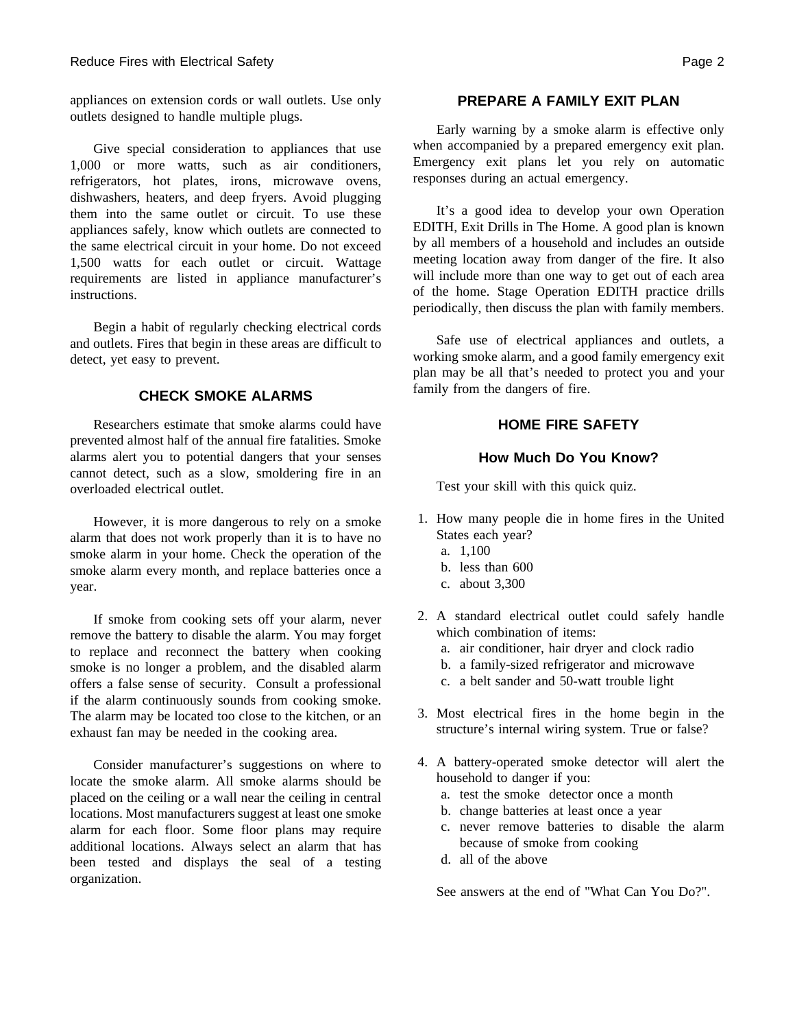appliances on extension cords or wall outlets. Use only outlets designed to handle multiple plugs.

Give special consideration to appliances that use 1,000 or more watts, such as air conditioners, refrigerators, hot plates, irons, microwave ovens, dishwashers, heaters, and deep fryers. Avoid plugging them into the same outlet or circuit. To use these appliances safely, know which outlets are connected to the same electrical circuit in your home. Do not exceed 1,500 watts for each outlet or circuit. Wattage requirements are listed in appliance manufacturer's instructions.

Begin a habit of regularly checking electrical cords and outlets. Fires that begin in these areas are difficult to detect, yet easy to prevent.

## CHECK SMOKE ALARMS

Researchers estimate that smoke alarms could have prevented almost half of the annual fire fatalities. Smoke alarms alert you to potential dangers that your senses cannot detect, such as a slow, smoldering fire in an overloaded electrical outlet.

However, it is more dangerous to rely on a smoke alarm that does not work properly than it is to have no smoke alarm in your home. Check the operation of the smoke alarm every month, and replace batteries once a year.

If smoke from cooking sets off your alarm, never remove the battery to disable the alarm. You may forget to replace and reconnect the battery when cooking smoke is no longer a problem, and the disabled alarm offers a false sense of security. Consult a professional if the alarm continuously sounds from cooking smoke. The alarm may be located too close to the kitchen, or an exhaust fan may be needed in the cooking area.

Consider manufacturer's suggestions on where to locate the smoke alarm. All smoke alarms should be placed on the ceiling or a wall near the ceiling in central locations. Most manufacturers suggest at least one smoke alarm for each floor. Some floor plans may require additional locations. Always select an alarm that has been tested and displays the seal of a testing organization.

## PREPARE A FAMILY EXIT PLAN

Early warning by a smoke alarm is effective only when accompanied by a prepared emergency exit plan. Emergency exit plans let you rely on automatic responses during an actual emergency.

It's a good idea to develop your own Operation EDITH, Exit Drills in The Home. A good plan is known by all members of a household and includes an outside meeting location away from danger of the fire. It also will include more than one way to get out of each area of the home. Stage Operation EDITH practice drills periodically, then discuss the plan with family members.

Safe use of electrical appliances and outlets, a working smoke alarm, and a good family emergency exit plan may be all that's needed to protect you and your family from the dangers of fire.

## HOME FIRE SAFETY

### How Much Do You Know?

Test your skill with this quick quiz.

1. How many people die in home fires in the United States each year?
   a. 1,100
   b. less than 600
   c. about 3,300

2. A standard electrical outlet could safely handle which combination of items:
   a. air conditioner, hair dryer and clock radio
   b. a family-sized refrigerator and microwave
   c. a belt sander and 50-watt trouble light

3. Most electrical fires in the home begin in the structure's internal wiring system. True or false?

4. A battery-operated smoke detector will alert the household to danger if you:
   a. test the smoke detector once a month
   b. change batteries at least once a year
   c. never remove batteries to disable the alarm because of smoke from cooking
   d. all of the above

See answers at the end of "What Can You Do?".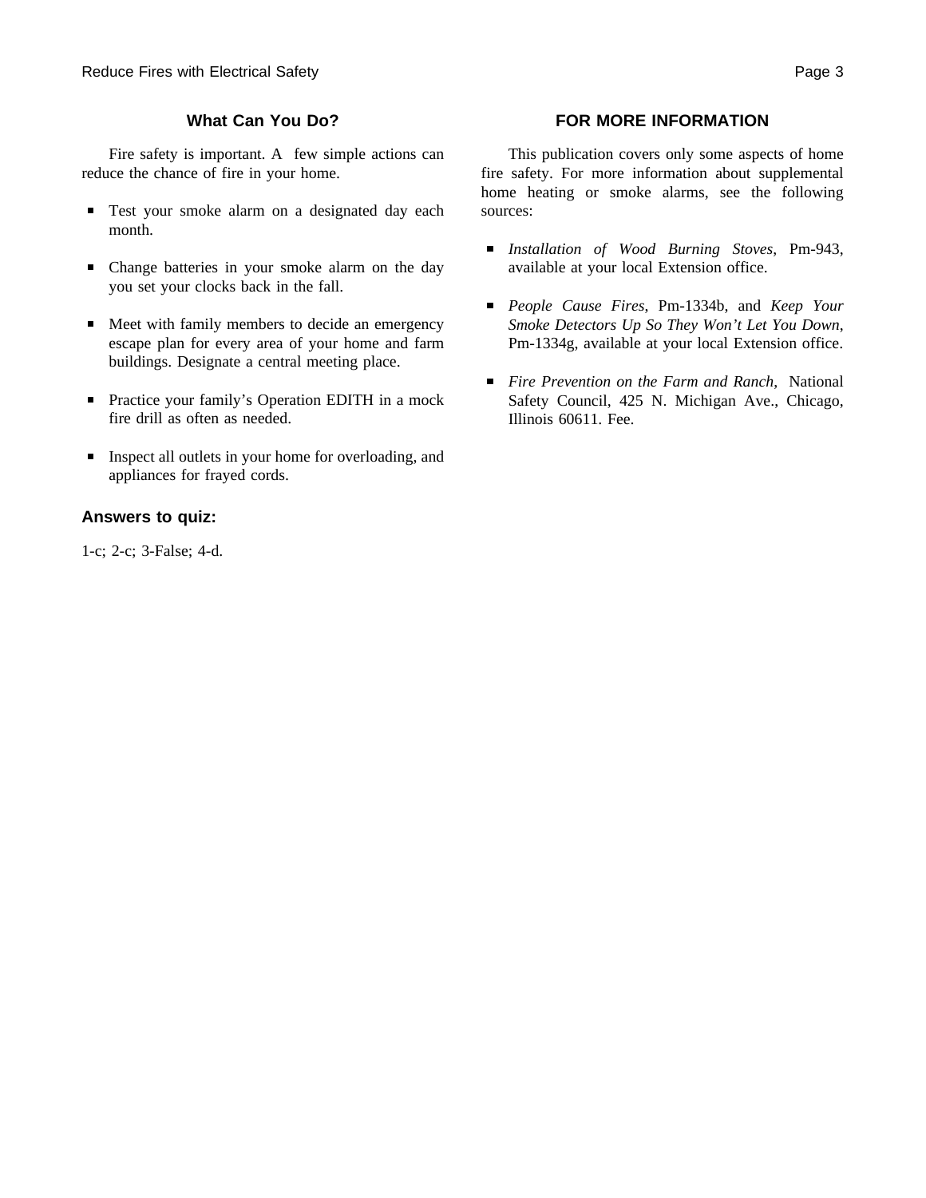## What Can You Do?

Fire safety is important. A few simple actions can reduce the chance of fire in your home.

- Test your smoke alarm on a designated day each month.
- Change batteries in your smoke alarm on the day you set your clocks back in the fall.
- Meet with family members to decide an emergency escape plan for every area of your home and farm buildings. Designate a central meeting place.
- Practice your family's Operation EDITH in a mock fire drill as often as needed.
- Inspect all outlets in your home for overloading, and appliances for frayed cords.

### Answers to quiz:

1-c; 2-c; 3-False; 4-d.

## FOR MORE INFORMATION

This publication covers only some aspects of home fire safety. For more information about supplemental home heating or smoke alarms, see the following sources:

- *Installation of Wood Burning Stoves*, Pm-943, available at your local Extension office.
- *People Cause Fires*, Pm-1334b, and *Keep Your Smoke Detectors Up So They Won't Let You Down*, Pm-1334g, available at your local Extension office.
- *Fire Prevention on the Farm and Ranch*, National Safety Council, 425 N. Michigan Ave., Chicago, Illinois 60611. Fee.